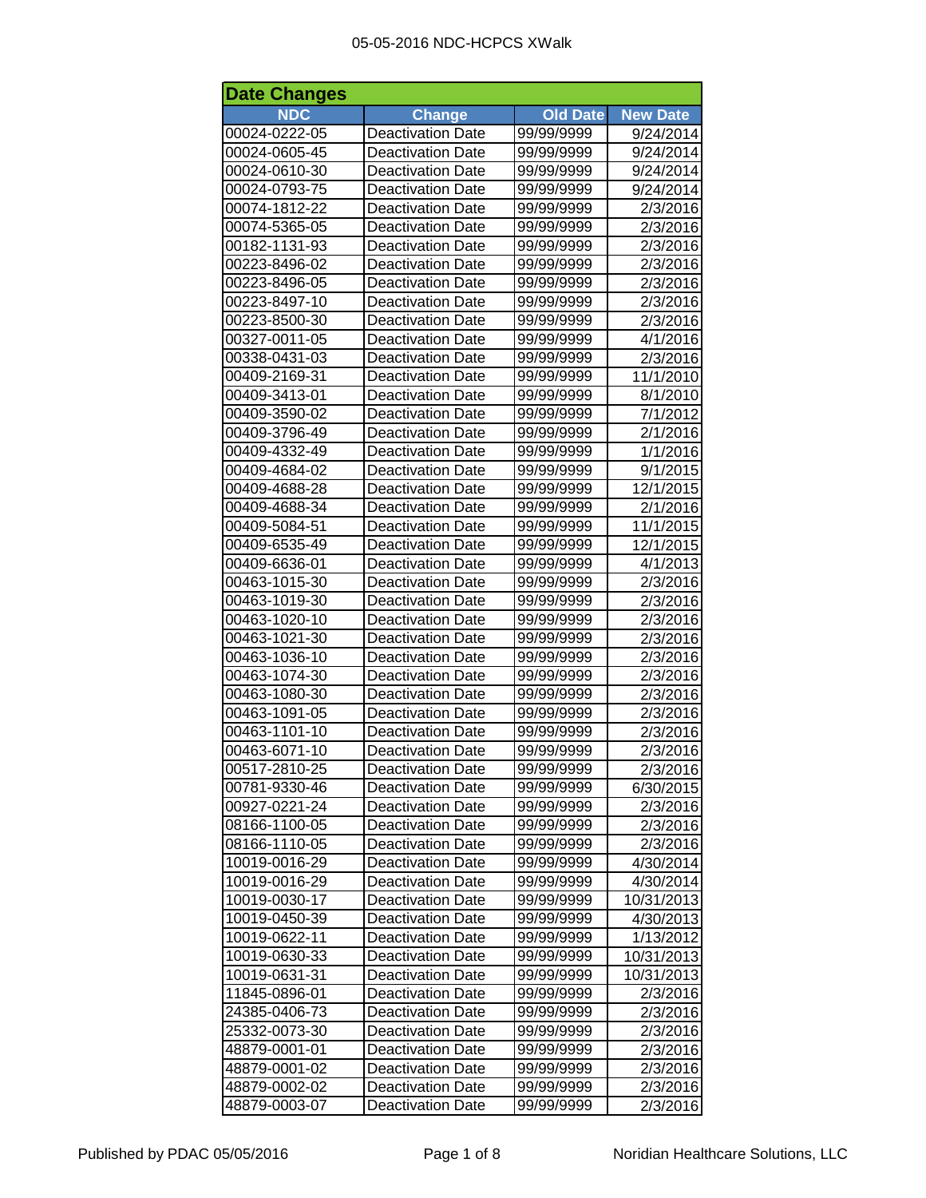## Date Changes

| NDC | Change | Old Date | New Date |
|---|---|---|---|
| 00024-0222-05 | Deactivation Date | 99/99/9999 | 9/24/2014 |
| 00024-0605-45 | Deactivation Date | 99/99/9999 | 9/24/2014 |
| 00024-0610-30 | Deactivation Date | 99/99/9999 | 9/24/2014 |
| 00024-0793-75 | Deactivation Date | 99/99/9999 | 9/24/2014 |
| 00074-1812-22 | Deactivation Date | 99/99/9999 | 2/3/2016 |
| 00074-5365-05 | Deactivation Date | 99/99/9999 | 2/3/2016 |
| 00182-1131-93 | Deactivation Date | 99/99/9999 | 2/3/2016 |
| 00223-8496-02 | Deactivation Date | 99/99/9999 | 2/3/2016 |
| 00223-8496-05 | Deactivation Date | 99/99/9999 | 2/3/2016 |
| 00223-8497-10 | Deactivation Date | 99/99/9999 | 2/3/2016 |
| 00223-8500-30 | Deactivation Date | 99/99/9999 | 2/3/2016 |
| 00327-0011-05 | Deactivation Date | 99/99/9999 | 4/1/2016 |
| 00338-0431-03 | Deactivation Date | 99/99/9999 | 2/3/2016 |
| 00409-2169-31 | Deactivation Date | 99/99/9999 | 11/1/2010 |
| 00409-3413-01 | Deactivation Date | 99/99/9999 | 8/1/2010 |
| 00409-3590-02 | Deactivation Date | 99/99/9999 | 7/1/2012 |
| 00409-3796-49 | Deactivation Date | 99/99/9999 | 2/1/2016 |
| 00409-4332-49 | Deactivation Date | 99/99/9999 | 1/1/2016 |
| 00409-4684-02 | Deactivation Date | 99/99/9999 | 9/1/2015 |
| 00409-4688-28 | Deactivation Date | 99/99/9999 | 12/1/2015 |
| 00409-4688-34 | Deactivation Date | 99/99/9999 | 2/1/2016 |
| 00409-5084-51 | Deactivation Date | 99/99/9999 | 11/1/2015 |
| 00409-6535-49 | Deactivation Date | 99/99/9999 | 12/1/2015 |
| 00409-6636-01 | Deactivation Date | 99/99/9999 | 4/1/2013 |
| 00463-1015-30 | Deactivation Date | 99/99/9999 | 2/3/2016 |
| 00463-1019-30 | Deactivation Date | 99/99/9999 | 2/3/2016 |
| 00463-1020-10 | Deactivation Date | 99/99/9999 | 2/3/2016 |
| 00463-1021-30 | Deactivation Date | 99/99/9999 | 2/3/2016 |
| 00463-1036-10 | Deactivation Date | 99/99/9999 | 2/3/2016 |
| 00463-1074-30 | Deactivation Date | 99/99/9999 | 2/3/2016 |
| 00463-1080-30 | Deactivation Date | 99/99/9999 | 2/3/2016 |
| 00463-1091-05 | Deactivation Date | 99/99/9999 | 2/3/2016 |
| 00463-1101-10 | Deactivation Date | 99/99/9999 | 2/3/2016 |
| 00463-6071-10 | Deactivation Date | 99/99/9999 | 2/3/2016 |
| 00517-2810-25 | Deactivation Date | 99/99/9999 | 2/3/2016 |
| 00781-9330-46 | Deactivation Date | 99/99/9999 | 6/30/2015 |
| 00927-0221-24 | Deactivation Date | 99/99/9999 | 2/3/2016 |
| 08166-1100-05 | Deactivation Date | 99/99/9999 | 2/3/2016 |
| 08166-1110-05 | Deactivation Date | 99/99/9999 | 2/3/2016 |
| 10019-0016-29 | Deactivation Date | 99/99/9999 | 4/30/2014 |
| 10019-0016-29 | Deactivation Date | 99/99/9999 | 4/30/2014 |
| 10019-0030-17 | Deactivation Date | 99/99/9999 | 10/31/2013 |
| 10019-0450-39 | Deactivation Date | 99/99/9999 | 4/30/2013 |
| 10019-0622-11 | Deactivation Date | 99/99/9999 | 1/13/2012 |
| 10019-0630-33 | Deactivation Date | 99/99/9999 | 10/31/2013 |
| 10019-0631-31 | Deactivation Date | 99/99/9999 | 10/31/2013 |
| 11845-0896-01 | Deactivation Date | 99/99/9999 | 2/3/2016 |
| 24385-0406-73 | Deactivation Date | 99/99/9999 | 2/3/2016 |
| 25332-0073-30 | Deactivation Date | 99/99/9999 | 2/3/2016 |
| 48879-0001-01 | Deactivation Date | 99/99/9999 | 2/3/2016 |
| 48879-0001-02 | Deactivation Date | 99/99/9999 | 2/3/2016 |
| 48879-0002-02 | Deactivation Date | 99/99/9999 | 2/3/2016 |
| 48879-0003-07 | Deactivation Date | 99/99/9999 | 2/3/2016 |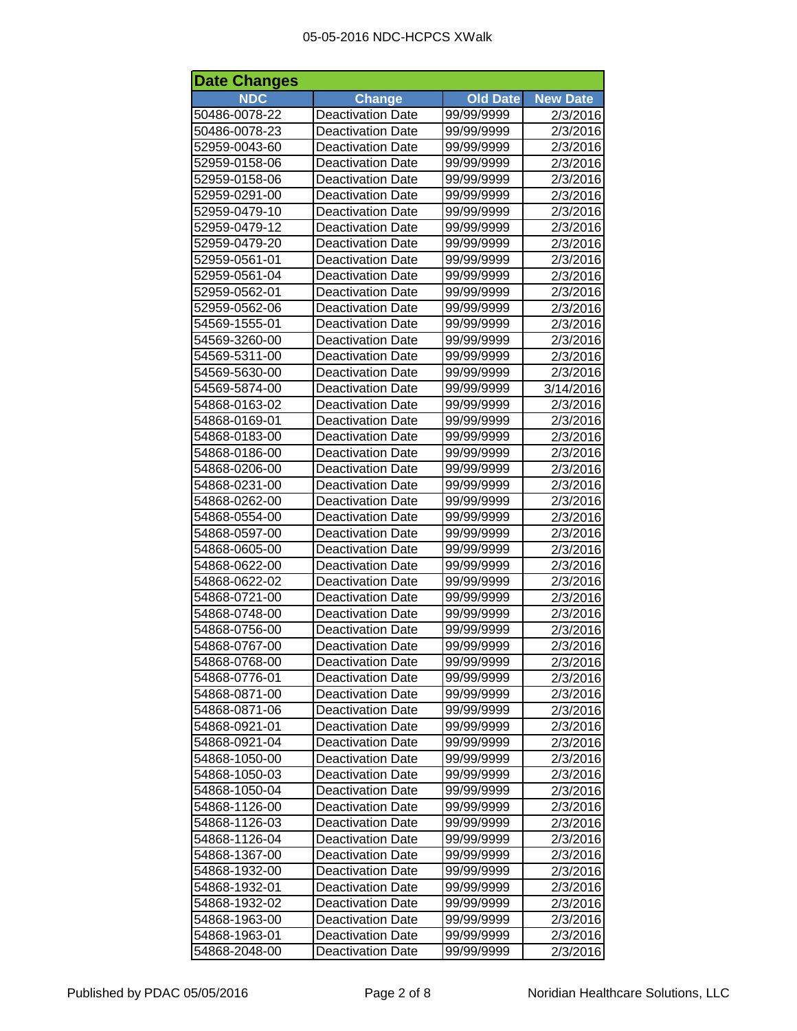## Date Changes

| NDC | Change | Old Date | New Date |
|---|---|---|---|
| 50486-0078-22 | Deactivation Date | 99/99/9999 | 2/3/2016 |
| 50486-0078-23 | Deactivation Date | 99/99/9999 | 2/3/2016 |
| 52959-0043-60 | Deactivation Date | 99/99/9999 | 2/3/2016 |
| 52959-0158-06 | Deactivation Date | 99/99/9999 | 2/3/2016 |
| 52959-0158-06 | Deactivation Date | 99/99/9999 | 2/3/2016 |
| 52959-0291-00 | Deactivation Date | 99/99/9999 | 2/3/2016 |
| 52959-0479-10 | Deactivation Date | 99/99/9999 | 2/3/2016 |
| 52959-0479-12 | Deactivation Date | 99/99/9999 | 2/3/2016 |
| 52959-0479-20 | Deactivation Date | 99/99/9999 | 2/3/2016 |
| 52959-0561-01 | Deactivation Date | 99/99/9999 | 2/3/2016 |
| 52959-0561-04 | Deactivation Date | 99/99/9999 | 2/3/2016 |
| 52959-0562-01 | Deactivation Date | 99/99/9999 | 2/3/2016 |
| 52959-0562-06 | Deactivation Date | 99/99/9999 | 2/3/2016 |
| 54569-1555-01 | Deactivation Date | 99/99/9999 | 2/3/2016 |
| 54569-3260-00 | Deactivation Date | 99/99/9999 | 2/3/2016 |
| 54569-5311-00 | Deactivation Date | 99/99/9999 | 2/3/2016 |
| 54569-5630-00 | Deactivation Date | 99/99/9999 | 2/3/2016 |
| 54569-5874-00 | Deactivation Date | 99/99/9999 | 3/14/2016 |
| 54868-0163-02 | Deactivation Date | 99/99/9999 | 2/3/2016 |
| 54868-0169-01 | Deactivation Date | 99/99/9999 | 2/3/2016 |
| 54868-0183-00 | Deactivation Date | 99/99/9999 | 2/3/2016 |
| 54868-0186-00 | Deactivation Date | 99/99/9999 | 2/3/2016 |
| 54868-0206-00 | Deactivation Date | 99/99/9999 | 2/3/2016 |
| 54868-0231-00 | Deactivation Date | 99/99/9999 | 2/3/2016 |
| 54868-0262-00 | Deactivation Date | 99/99/9999 | 2/3/2016 |
| 54868-0554-00 | Deactivation Date | 99/99/9999 | 2/3/2016 |
| 54868-0597-00 | Deactivation Date | 99/99/9999 | 2/3/2016 |
| 54868-0605-00 | Deactivation Date | 99/99/9999 | 2/3/2016 |
| 54868-0622-00 | Deactivation Date | 99/99/9999 | 2/3/2016 |
| 54868-0622-02 | Deactivation Date | 99/99/9999 | 2/3/2016 |
| 54868-0721-00 | Deactivation Date | 99/99/9999 | 2/3/2016 |
| 54868-0748-00 | Deactivation Date | 99/99/9999 | 2/3/2016 |
| 54868-0756-00 | Deactivation Date | 99/99/9999 | 2/3/2016 |
| 54868-0767-00 | Deactivation Date | 99/99/9999 | 2/3/2016 |
| 54868-0768-00 | Deactivation Date | 99/99/9999 | 2/3/2016 |
| 54868-0776-01 | Deactivation Date | 99/99/9999 | 2/3/2016 |
| 54868-0871-00 | Deactivation Date | 99/99/9999 | 2/3/2016 |
| 54868-0871-06 | Deactivation Date | 99/99/9999 | 2/3/2016 |
| 54868-0921-01 | Deactivation Date | 99/99/9999 | 2/3/2016 |
| 54868-0921-04 | Deactivation Date | 99/99/9999 | 2/3/2016 |
| 54868-1050-00 | Deactivation Date | 99/99/9999 | 2/3/2016 |
| 54868-1050-03 | Deactivation Date | 99/99/9999 | 2/3/2016 |
| 54868-1050-04 | Deactivation Date | 99/99/9999 | 2/3/2016 |
| 54868-1126-00 | Deactivation Date | 99/99/9999 | 2/3/2016 |
| 54868-1126-03 | Deactivation Date | 99/99/9999 | 2/3/2016 |
| 54868-1126-04 | Deactivation Date | 99/99/9999 | 2/3/2016 |
| 54868-1367-00 | Deactivation Date | 99/99/9999 | 2/3/2016 |
| 54868-1932-00 | Deactivation Date | 99/99/9999 | 2/3/2016 |
| 54868-1932-01 | Deactivation Date | 99/99/9999 | 2/3/2016 |
| 54868-1932-02 | Deactivation Date | 99/99/9999 | 2/3/2016 |
| 54868-1963-00 | Deactivation Date | 99/99/9999 | 2/3/2016 |
| 54868-1963-01 | Deactivation Date | 99/99/9999 | 2/3/2016 |
| 54868-2048-00 | Deactivation Date | 99/99/9999 | 2/3/2016 |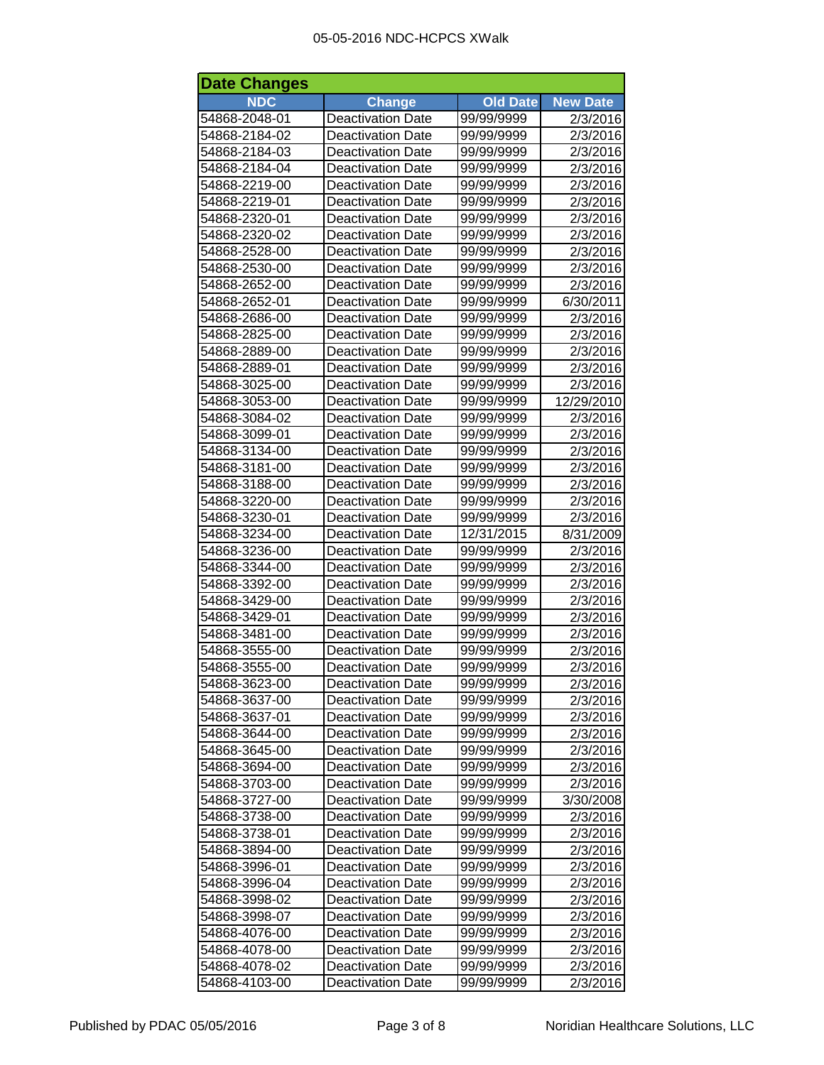## Date Changes

| NDC | Change | Old Date | New Date |
|---|---|---|---|
| 54868-2048-01 | Deactivation Date | 99/99/9999 | 2/3/2016 |
| 54868-2184-02 | Deactivation Date | 99/99/9999 | 2/3/2016 |
| 54868-2184-03 | Deactivation Date | 99/99/9999 | 2/3/2016 |
| 54868-2184-04 | Deactivation Date | 99/99/9999 | 2/3/2016 |
| 54868-2219-00 | Deactivation Date | 99/99/9999 | 2/3/2016 |
| 54868-2219-01 | Deactivation Date | 99/99/9999 | 2/3/2016 |
| 54868-2320-01 | Deactivation Date | 99/99/9999 | 2/3/2016 |
| 54868-2320-02 | Deactivation Date | 99/99/9999 | 2/3/2016 |
| 54868-2528-00 | Deactivation Date | 99/99/9999 | 2/3/2016 |
| 54868-2530-00 | Deactivation Date | 99/99/9999 | 2/3/2016 |
| 54868-2652-00 | Deactivation Date | 99/99/9999 | 2/3/2016 |
| 54868-2652-01 | Deactivation Date | 99/99/9999 | 6/30/2011 |
| 54868-2686-00 | Deactivation Date | 99/99/9999 | 2/3/2016 |
| 54868-2825-00 | Deactivation Date | 99/99/9999 | 2/3/2016 |
| 54868-2889-00 | Deactivation Date | 99/99/9999 | 2/3/2016 |
| 54868-2889-01 | Deactivation Date | 99/99/9999 | 2/3/2016 |
| 54868-3025-00 | Deactivation Date | 99/99/9999 | 2/3/2016 |
| 54868-3053-00 | Deactivation Date | 99/99/9999 | 12/29/2010 |
| 54868-3084-02 | Deactivation Date | 99/99/9999 | 2/3/2016 |
| 54868-3099-01 | Deactivation Date | 99/99/9999 | 2/3/2016 |
| 54868-3134-00 | Deactivation Date | 99/99/9999 | 2/3/2016 |
| 54868-3181-00 | Deactivation Date | 99/99/9999 | 2/3/2016 |
| 54868-3188-00 | Deactivation Date | 99/99/9999 | 2/3/2016 |
| 54868-3220-00 | Deactivation Date | 99/99/9999 | 2/3/2016 |
| 54868-3230-01 | Deactivation Date | 99/99/9999 | 2/3/2016 |
| 54868-3234-00 | Deactivation Date | 12/31/2015 | 8/31/2009 |
| 54868-3236-00 | Deactivation Date | 99/99/9999 | 2/3/2016 |
| 54868-3344-00 | Deactivation Date | 99/99/9999 | 2/3/2016 |
| 54868-3392-00 | Deactivation Date | 99/99/9999 | 2/3/2016 |
| 54868-3429-00 | Deactivation Date | 99/99/9999 | 2/3/2016 |
| 54868-3429-01 | Deactivation Date | 99/99/9999 | 2/3/2016 |
| 54868-3481-00 | Deactivation Date | 99/99/9999 | 2/3/2016 |
| 54868-3555-00 | Deactivation Date | 99/99/9999 | 2/3/2016 |
| 54868-3555-00 | Deactivation Date | 99/99/9999 | 2/3/2016 |
| 54868-3623-00 | Deactivation Date | 99/99/9999 | 2/3/2016 |
| 54868-3637-00 | Deactivation Date | 99/99/9999 | 2/3/2016 |
| 54868-3637-01 | Deactivation Date | 99/99/9999 | 2/3/2016 |
| 54868-3644-00 | Deactivation Date | 99/99/9999 | 2/3/2016 |
| 54868-3645-00 | Deactivation Date | 99/99/9999 | 2/3/2016 |
| 54868-3694-00 | Deactivation Date | 99/99/9999 | 2/3/2016 |
| 54868-3703-00 | Deactivation Date | 99/99/9999 | 2/3/2016 |
| 54868-3727-00 | Deactivation Date | 99/99/9999 | 3/30/2008 |
| 54868-3738-00 | Deactivation Date | 99/99/9999 | 2/3/2016 |
| 54868-3738-01 | Deactivation Date | 99/99/9999 | 2/3/2016 |
| 54868-3894-00 | Deactivation Date | 99/99/9999 | 2/3/2016 |
| 54868-3996-01 | Deactivation Date | 99/99/9999 | 2/3/2016 |
| 54868-3996-04 | Deactivation Date | 99/99/9999 | 2/3/2016 |
| 54868-3998-02 | Deactivation Date | 99/99/9999 | 2/3/2016 |
| 54868-3998-07 | Deactivation Date | 99/99/9999 | 2/3/2016 |
| 54868-4076-00 | Deactivation Date | 99/99/9999 | 2/3/2016 |
| 54868-4078-00 | Deactivation Date | 99/99/9999 | 2/3/2016 |
| 54868-4078-02 | Deactivation Date | 99/99/9999 | 2/3/2016 |
| 54868-4103-00 | Deactivation Date | 99/99/9999 | 2/3/2016 |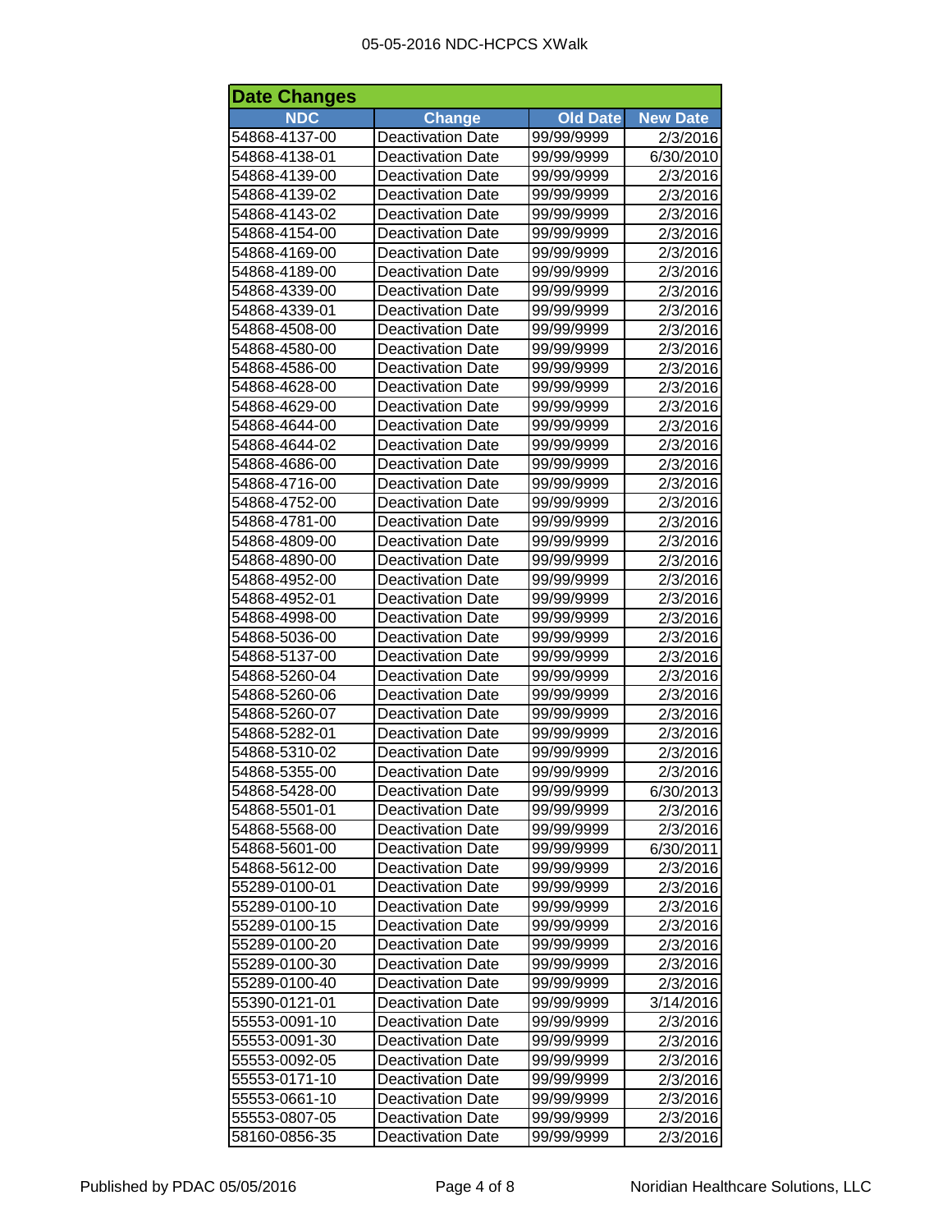## Date Changes

| NDC | Change | Old Date | New Date |
|---|---|---|---|
| 54868-4137-00 | Deactivation Date | 99/99/9999 | 2/3/2016 |
| 54868-4138-01 | Deactivation Date | 99/99/9999 | 6/30/2010 |
| 54868-4139-00 | Deactivation Date | 99/99/9999 | 2/3/2016 |
| 54868-4139-02 | Deactivation Date | 99/99/9999 | 2/3/2016 |
| 54868-4143-02 | Deactivation Date | 99/99/9999 | 2/3/2016 |
| 54868-4154-00 | Deactivation Date | 99/99/9999 | 2/3/2016 |
| 54868-4169-00 | Deactivation Date | 99/99/9999 | 2/3/2016 |
| 54868-4189-00 | Deactivation Date | 99/99/9999 | 2/3/2016 |
| 54868-4339-00 | Deactivation Date | 99/99/9999 | 2/3/2016 |
| 54868-4339-01 | Deactivation Date | 99/99/9999 | 2/3/2016 |
| 54868-4508-00 | Deactivation Date | 99/99/9999 | 2/3/2016 |
| 54868-4580-00 | Deactivation Date | 99/99/9999 | 2/3/2016 |
| 54868-4586-00 | Deactivation Date | 99/99/9999 | 2/3/2016 |
| 54868-4628-00 | Deactivation Date | 99/99/9999 | 2/3/2016 |
| 54868-4629-00 | Deactivation Date | 99/99/9999 | 2/3/2016 |
| 54868-4644-00 | Deactivation Date | 99/99/9999 | 2/3/2016 |
| 54868-4644-02 | Deactivation Date | 99/99/9999 | 2/3/2016 |
| 54868-4686-00 | Deactivation Date | 99/99/9999 | 2/3/2016 |
| 54868-4716-00 | Deactivation Date | 99/99/9999 | 2/3/2016 |
| 54868-4752-00 | Deactivation Date | 99/99/9999 | 2/3/2016 |
| 54868-4781-00 | Deactivation Date | 99/99/9999 | 2/3/2016 |
| 54868-4809-00 | Deactivation Date | 99/99/9999 | 2/3/2016 |
| 54868-4890-00 | Deactivation Date | 99/99/9999 | 2/3/2016 |
| 54868-4952-00 | Deactivation Date | 99/99/9999 | 2/3/2016 |
| 54868-4952-01 | Deactivation Date | 99/99/9999 | 2/3/2016 |
| 54868-4998-00 | Deactivation Date | 99/99/9999 | 2/3/2016 |
| 54868-5036-00 | Deactivation Date | 99/99/9999 | 2/3/2016 |
| 54868-5137-00 | Deactivation Date | 99/99/9999 | 2/3/2016 |
| 54868-5260-04 | Deactivation Date | 99/99/9999 | 2/3/2016 |
| 54868-5260-06 | Deactivation Date | 99/99/9999 | 2/3/2016 |
| 54868-5260-07 | Deactivation Date | 99/99/9999 | 2/3/2016 |
| 54868-5282-01 | Deactivation Date | 99/99/9999 | 2/3/2016 |
| 54868-5310-02 | Deactivation Date | 99/99/9999 | 2/3/2016 |
| 54868-5355-00 | Deactivation Date | 99/99/9999 | 2/3/2016 |
| 54868-5428-00 | Deactivation Date | 99/99/9999 | 6/30/2013 |
| 54868-5501-01 | Deactivation Date | 99/99/9999 | 2/3/2016 |
| 54868-5568-00 | Deactivation Date | 99/99/9999 | 2/3/2016 |
| 54868-5601-00 | Deactivation Date | 99/99/9999 | 6/30/2011 |
| 54868-5612-00 | Deactivation Date | 99/99/9999 | 2/3/2016 |
| 55289-0100-01 | Deactivation Date | 99/99/9999 | 2/3/2016 |
| 55289-0100-10 | Deactivation Date | 99/99/9999 | 2/3/2016 |
| 55289-0100-15 | Deactivation Date | 99/99/9999 | 2/3/2016 |
| 55289-0100-20 | Deactivation Date | 99/99/9999 | 2/3/2016 |
| 55289-0100-30 | Deactivation Date | 99/99/9999 | 2/3/2016 |
| 55289-0100-40 | Deactivation Date | 99/99/9999 | 2/3/2016 |
| 55390-0121-01 | Deactivation Date | 99/99/9999 | 3/14/2016 |
| 55553-0091-10 | Deactivation Date | 99/99/9999 | 2/3/2016 |
| 55553-0091-30 | Deactivation Date | 99/99/9999 | 2/3/2016 |
| 55553-0092-05 | Deactivation Date | 99/99/9999 | 2/3/2016 |
| 55553-0171-10 | Deactivation Date | 99/99/9999 | 2/3/2016 |
| 55553-0661-10 | Deactivation Date | 99/99/9999 | 2/3/2016 |
| 55553-0807-05 | Deactivation Date | 99/99/9999 | 2/3/2016 |
| 58160-0856-35 | Deactivation Date | 99/99/9999 | 2/3/2016 |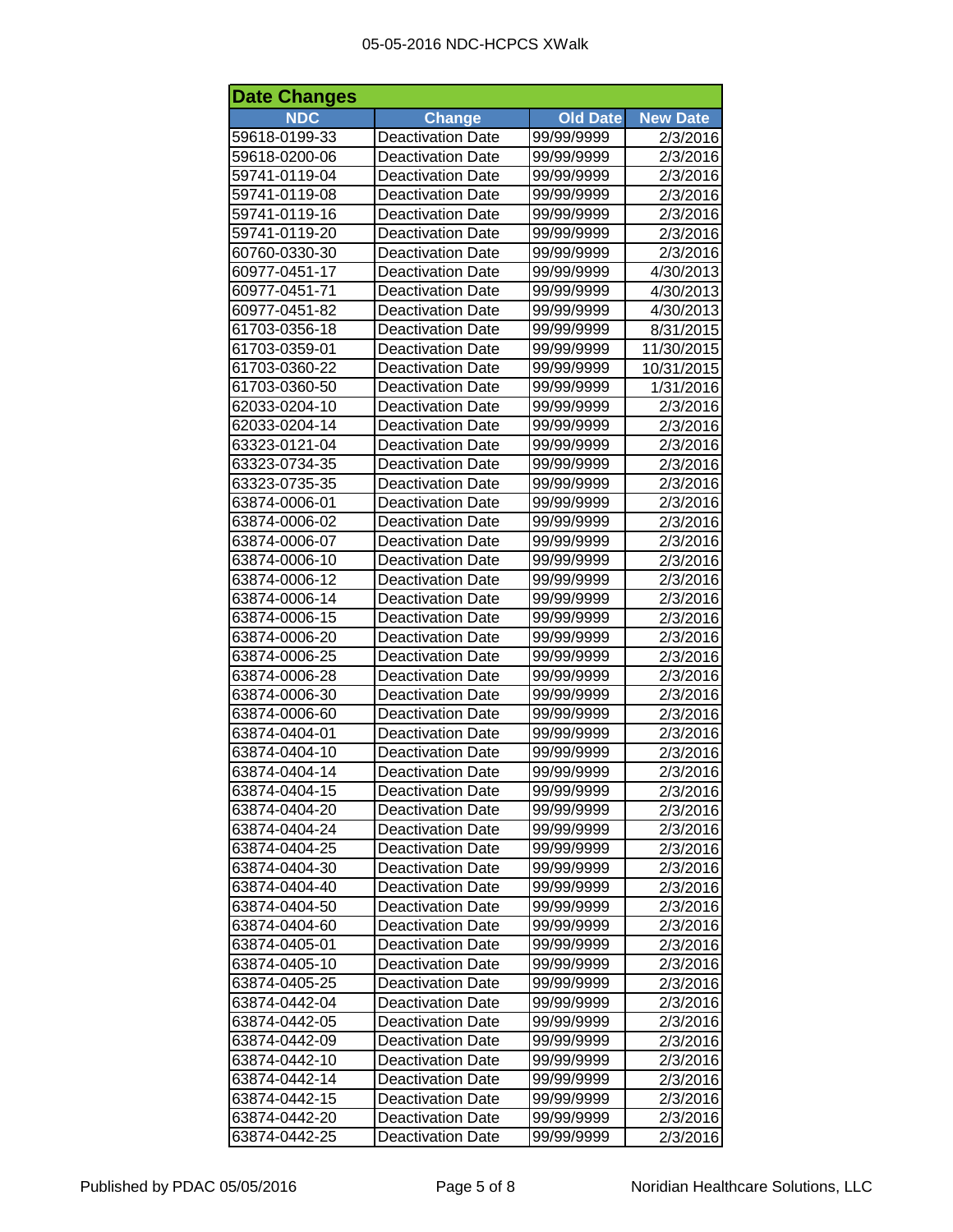## Date Changes

| NDC | Change | Old Date | New Date |
|---|---|---|---|
| 59618-0199-33 | Deactivation Date | 99/99/9999 | 2/3/2016 |
| 59618-0200-06 | Deactivation Date | 99/99/9999 | 2/3/2016 |
| 59741-0119-04 | Deactivation Date | 99/99/9999 | 2/3/2016 |
| 59741-0119-08 | Deactivation Date | 99/99/9999 | 2/3/2016 |
| 59741-0119-16 | Deactivation Date | 99/99/9999 | 2/3/2016 |
| 59741-0119-20 | Deactivation Date | 99/99/9999 | 2/3/2016 |
| 60760-0330-30 | Deactivation Date | 99/99/9999 | 2/3/2016 |
| 60977-0451-17 | Deactivation Date | 99/99/9999 | 4/30/2013 |
| 60977-0451-71 | Deactivation Date | 99/99/9999 | 4/30/2013 |
| 60977-0451-82 | Deactivation Date | 99/99/9999 | 4/30/2013 |
| 61703-0356-18 | Deactivation Date | 99/99/9999 | 8/31/2015 |
| 61703-0359-01 | Deactivation Date | 99/99/9999 | 11/30/2015 |
| 61703-0360-22 | Deactivation Date | 99/99/9999 | 10/31/2015 |
| 61703-0360-50 | Deactivation Date | 99/99/9999 | 1/31/2016 |
| 62033-0204-10 | Deactivation Date | 99/99/9999 | 2/3/2016 |
| 62033-0204-14 | Deactivation Date | 99/99/9999 | 2/3/2016 |
| 63323-0121-04 | Deactivation Date | 99/99/9999 | 2/3/2016 |
| 63323-0734-35 | Deactivation Date | 99/99/9999 | 2/3/2016 |
| 63323-0735-35 | Deactivation Date | 99/99/9999 | 2/3/2016 |
| 63874-0006-01 | Deactivation Date | 99/99/9999 | 2/3/2016 |
| 63874-0006-02 | Deactivation Date | 99/99/9999 | 2/3/2016 |
| 63874-0006-07 | Deactivation Date | 99/99/9999 | 2/3/2016 |
| 63874-0006-10 | Deactivation Date | 99/99/9999 | 2/3/2016 |
| 63874-0006-12 | Deactivation Date | 99/99/9999 | 2/3/2016 |
| 63874-0006-14 | Deactivation Date | 99/99/9999 | 2/3/2016 |
| 63874-0006-15 | Deactivation Date | 99/99/9999 | 2/3/2016 |
| 63874-0006-20 | Deactivation Date | 99/99/9999 | 2/3/2016 |
| 63874-0006-25 | Deactivation Date | 99/99/9999 | 2/3/2016 |
| 63874-0006-28 | Deactivation Date | 99/99/9999 | 2/3/2016 |
| 63874-0006-30 | Deactivation Date | 99/99/9999 | 2/3/2016 |
| 63874-0006-60 | Deactivation Date | 99/99/9999 | 2/3/2016 |
| 63874-0404-01 | Deactivation Date | 99/99/9999 | 2/3/2016 |
| 63874-0404-10 | Deactivation Date | 99/99/9999 | 2/3/2016 |
| 63874-0404-14 | Deactivation Date | 99/99/9999 | 2/3/2016 |
| 63874-0404-15 | Deactivation Date | 99/99/9999 | 2/3/2016 |
| 63874-0404-20 | Deactivation Date | 99/99/9999 | 2/3/2016 |
| 63874-0404-24 | Deactivation Date | 99/99/9999 | 2/3/2016 |
| 63874-0404-25 | Deactivation Date | 99/99/9999 | 2/3/2016 |
| 63874-0404-30 | Deactivation Date | 99/99/9999 | 2/3/2016 |
| 63874-0404-40 | Deactivation Date | 99/99/9999 | 2/3/2016 |
| 63874-0404-50 | Deactivation Date | 99/99/9999 | 2/3/2016 |
| 63874-0404-60 | Deactivation Date | 99/99/9999 | 2/3/2016 |
| 63874-0405-01 | Deactivation Date | 99/99/9999 | 2/3/2016 |
| 63874-0405-10 | Deactivation Date | 99/99/9999 | 2/3/2016 |
| 63874-0405-25 | Deactivation Date | 99/99/9999 | 2/3/2016 |
| 63874-0442-04 | Deactivation Date | 99/99/9999 | 2/3/2016 |
| 63874-0442-05 | Deactivation Date | 99/99/9999 | 2/3/2016 |
| 63874-0442-09 | Deactivation Date | 99/99/9999 | 2/3/2016 |
| 63874-0442-10 | Deactivation Date | 99/99/9999 | 2/3/2016 |
| 63874-0442-14 | Deactivation Date | 99/99/9999 | 2/3/2016 |
| 63874-0442-15 | Deactivation Date | 99/99/9999 | 2/3/2016 |
| 63874-0442-20 | Deactivation Date | 99/99/9999 | 2/3/2016 |
| 63874-0442-25 | Deactivation Date | 99/99/9999 | 2/3/2016 |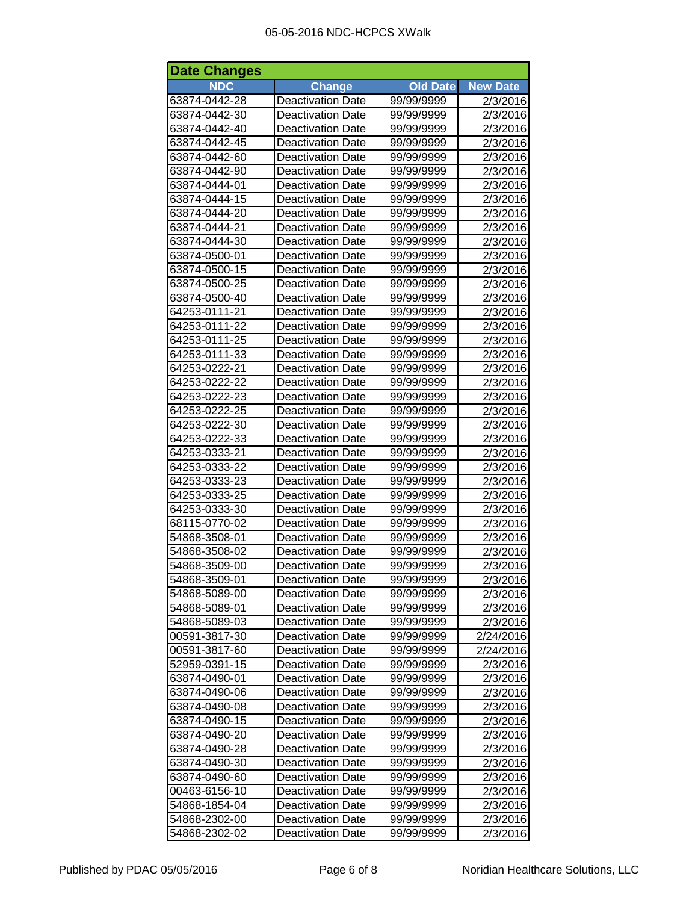## Date Changes

| NDC | Change | Old Date | New Date |
|---|---|---|---|
| 63874-0442-28 | Deactivation Date | 99/99/9999 | 2/3/2016 |
| 63874-0442-30 | Deactivation Date | 99/99/9999 | 2/3/2016 |
| 63874-0442-40 | Deactivation Date | 99/99/9999 | 2/3/2016 |
| 63874-0442-45 | Deactivation Date | 99/99/9999 | 2/3/2016 |
| 63874-0442-60 | Deactivation Date | 99/99/9999 | 2/3/2016 |
| 63874-0442-90 | Deactivation Date | 99/99/9999 | 2/3/2016 |
| 63874-0444-01 | Deactivation Date | 99/99/9999 | 2/3/2016 |
| 63874-0444-15 | Deactivation Date | 99/99/9999 | 2/3/2016 |
| 63874-0444-20 | Deactivation Date | 99/99/9999 | 2/3/2016 |
| 63874-0444-21 | Deactivation Date | 99/99/9999 | 2/3/2016 |
| 63874-0444-30 | Deactivation Date | 99/99/9999 | 2/3/2016 |
| 63874-0500-01 | Deactivation Date | 99/99/9999 | 2/3/2016 |
| 63874-0500-15 | Deactivation Date | 99/99/9999 | 2/3/2016 |
| 63874-0500-25 | Deactivation Date | 99/99/9999 | 2/3/2016 |
| 63874-0500-40 | Deactivation Date | 99/99/9999 | 2/3/2016 |
| 64253-0111-21 | Deactivation Date | 99/99/9999 | 2/3/2016 |
| 64253-0111-22 | Deactivation Date | 99/99/9999 | 2/3/2016 |
| 64253-0111-25 | Deactivation Date | 99/99/9999 | 2/3/2016 |
| 64253-0111-33 | Deactivation Date | 99/99/9999 | 2/3/2016 |
| 64253-0222-21 | Deactivation Date | 99/99/9999 | 2/3/2016 |
| 64253-0222-22 | Deactivation Date | 99/99/9999 | 2/3/2016 |
| 64253-0222-23 | Deactivation Date | 99/99/9999 | 2/3/2016 |
| 64253-0222-25 | Deactivation Date | 99/99/9999 | 2/3/2016 |
| 64253-0222-30 | Deactivation Date | 99/99/9999 | 2/3/2016 |
| 64253-0222-33 | Deactivation Date | 99/99/9999 | 2/3/2016 |
| 64253-0333-21 | Deactivation Date | 99/99/9999 | 2/3/2016 |
| 64253-0333-22 | Deactivation Date | 99/99/9999 | 2/3/2016 |
| 64253-0333-23 | Deactivation Date | 99/99/9999 | 2/3/2016 |
| 64253-0333-25 | Deactivation Date | 99/99/9999 | 2/3/2016 |
| 64253-0333-30 | Deactivation Date | 99/99/9999 | 2/3/2016 |
| 68115-0770-02 | Deactivation Date | 99/99/9999 | 2/3/2016 |
| 54868-3508-01 | Deactivation Date | 99/99/9999 | 2/3/2016 |
| 54868-3508-02 | Deactivation Date | 99/99/9999 | 2/3/2016 |
| 54868-3509-00 | Deactivation Date | 99/99/9999 | 2/3/2016 |
| 54868-3509-01 | Deactivation Date | 99/99/9999 | 2/3/2016 |
| 54868-5089-00 | Deactivation Date | 99/99/9999 | 2/3/2016 |
| 54868-5089-01 | Deactivation Date | 99/99/9999 | 2/3/2016 |
| 54868-5089-03 | Deactivation Date | 99/99/9999 | 2/3/2016 |
| 00591-3817-30 | Deactivation Date | 99/99/9999 | 2/24/2016 |
| 00591-3817-60 | Deactivation Date | 99/99/9999 | 2/24/2016 |
| 52959-0391-15 | Deactivation Date | 99/99/9999 | 2/3/2016 |
| 63874-0490-01 | Deactivation Date | 99/99/9999 | 2/3/2016 |
| 63874-0490-06 | Deactivation Date | 99/99/9999 | 2/3/2016 |
| 63874-0490-08 | Deactivation Date | 99/99/9999 | 2/3/2016 |
| 63874-0490-15 | Deactivation Date | 99/99/9999 | 2/3/2016 |
| 63874-0490-20 | Deactivation Date | 99/99/9999 | 2/3/2016 |
| 63874-0490-28 | Deactivation Date | 99/99/9999 | 2/3/2016 |
| 63874-0490-30 | Deactivation Date | 99/99/9999 | 2/3/2016 |
| 63874-0490-60 | Deactivation Date | 99/99/9999 | 2/3/2016 |
| 00463-6156-10 | Deactivation Date | 99/99/9999 | 2/3/2016 |
| 54868-1854-04 | Deactivation Date | 99/99/9999 | 2/3/2016 |
| 54868-2302-00 | Deactivation Date | 99/99/9999 | 2/3/2016 |
| 54868-2302-02 | Deactivation Date | 99/99/9999 | 2/3/2016 |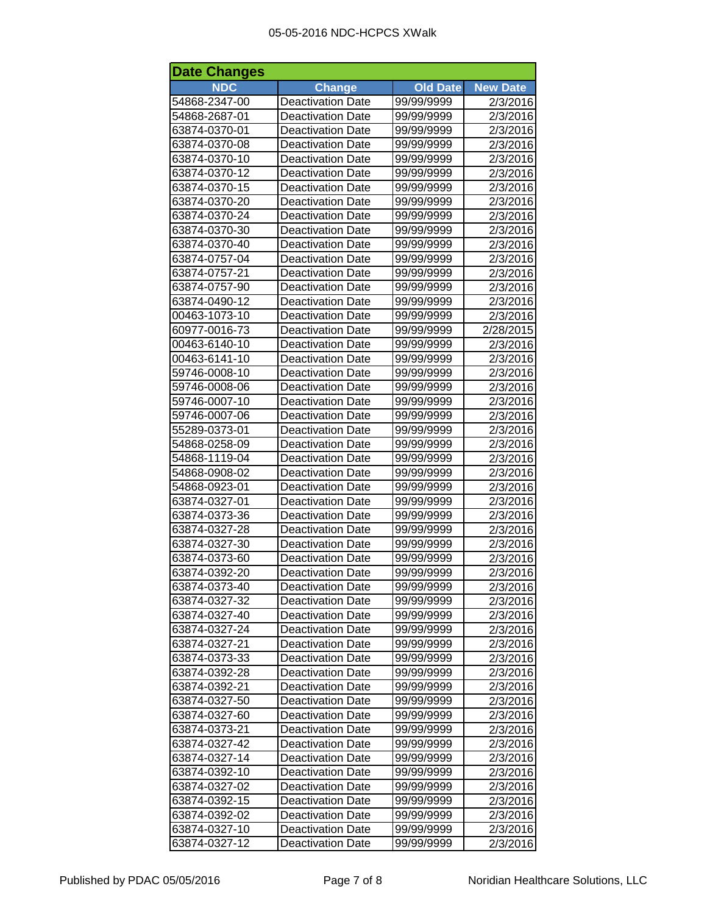## Date Changes

| NDC | Change | Old Date | New Date |
|---|---|---|---|
| 54868-2347-00 | Deactivation Date | 99/99/9999 | 2/3/2016 |
| 54868-2687-01 | Deactivation Date | 99/99/9999 | 2/3/2016 |
| 63874-0370-01 | Deactivation Date | 99/99/9999 | 2/3/2016 |
| 63874-0370-08 | Deactivation Date | 99/99/9999 | 2/3/2016 |
| 63874-0370-10 | Deactivation Date | 99/99/9999 | 2/3/2016 |
| 63874-0370-12 | Deactivation Date | 99/99/9999 | 2/3/2016 |
| 63874-0370-15 | Deactivation Date | 99/99/9999 | 2/3/2016 |
| 63874-0370-20 | Deactivation Date | 99/99/9999 | 2/3/2016 |
| 63874-0370-24 | Deactivation Date | 99/99/9999 | 2/3/2016 |
| 63874-0370-30 | Deactivation Date | 99/99/9999 | 2/3/2016 |
| 63874-0370-40 | Deactivation Date | 99/99/9999 | 2/3/2016 |
| 63874-0757-04 | Deactivation Date | 99/99/9999 | 2/3/2016 |
| 63874-0757-21 | Deactivation Date | 99/99/9999 | 2/3/2016 |
| 63874-0757-90 | Deactivation Date | 99/99/9999 | 2/3/2016 |
| 63874-0490-12 | Deactivation Date | 99/99/9999 | 2/3/2016 |
| 00463-1073-10 | Deactivation Date | 99/99/9999 | 2/3/2016 |
| 60977-0016-73 | Deactivation Date | 99/99/9999 | 2/28/2015 |
| 00463-6140-10 | Deactivation Date | 99/99/9999 | 2/3/2016 |
| 00463-6141-10 | Deactivation Date | 99/99/9999 | 2/3/2016 |
| 59746-0008-10 | Deactivation Date | 99/99/9999 | 2/3/2016 |
| 59746-0008-06 | Deactivation Date | 99/99/9999 | 2/3/2016 |
| 59746-0007-10 | Deactivation Date | 99/99/9999 | 2/3/2016 |
| 59746-0007-06 | Deactivation Date | 99/99/9999 | 2/3/2016 |
| 55289-0373-01 | Deactivation Date | 99/99/9999 | 2/3/2016 |
| 54868-0258-09 | Deactivation Date | 99/99/9999 | 2/3/2016 |
| 54868-1119-04 | Deactivation Date | 99/99/9999 | 2/3/2016 |
| 54868-0908-02 | Deactivation Date | 99/99/9999 | 2/3/2016 |
| 54868-0923-01 | Deactivation Date | 99/99/9999 | 2/3/2016 |
| 63874-0327-01 | Deactivation Date | 99/99/9999 | 2/3/2016 |
| 63874-0373-36 | Deactivation Date | 99/99/9999 | 2/3/2016 |
| 63874-0327-28 | Deactivation Date | 99/99/9999 | 2/3/2016 |
| 63874-0327-30 | Deactivation Date | 99/99/9999 | 2/3/2016 |
| 63874-0373-60 | Deactivation Date | 99/99/9999 | 2/3/2016 |
| 63874-0392-20 | Deactivation Date | 99/99/9999 | 2/3/2016 |
| 63874-0373-40 | Deactivation Date | 99/99/9999 | 2/3/2016 |
| 63874-0327-32 | Deactivation Date | 99/99/9999 | 2/3/2016 |
| 63874-0327-40 | Deactivation Date | 99/99/9999 | 2/3/2016 |
| 63874-0327-24 | Deactivation Date | 99/99/9999 | 2/3/2016 |
| 63874-0327-21 | Deactivation Date | 99/99/9999 | 2/3/2016 |
| 63874-0373-33 | Deactivation Date | 99/99/9999 | 2/3/2016 |
| 63874-0392-28 | Deactivation Date | 99/99/9999 | 2/3/2016 |
| 63874-0392-21 | Deactivation Date | 99/99/9999 | 2/3/2016 |
| 63874-0327-50 | Deactivation Date | 99/99/9999 | 2/3/2016 |
| 63874-0327-60 | Deactivation Date | 99/99/9999 | 2/3/2016 |
| 63874-0373-21 | Deactivation Date | 99/99/9999 | 2/3/2016 |
| 63874-0327-42 | Deactivation Date | 99/99/9999 | 2/3/2016 |
| 63874-0327-14 | Deactivation Date | 99/99/9999 | 2/3/2016 |
| 63874-0392-10 | Deactivation Date | 99/99/9999 | 2/3/2016 |
| 63874-0327-02 | Deactivation Date | 99/99/9999 | 2/3/2016 |
| 63874-0392-15 | Deactivation Date | 99/99/9999 | 2/3/2016 |
| 63874-0392-02 | Deactivation Date | 99/99/9999 | 2/3/2016 |
| 63874-0327-10 | Deactivation Date | 99/99/9999 | 2/3/2016 |
| 63874-0327-12 | Deactivation Date | 99/99/9999 | 2/3/2016 |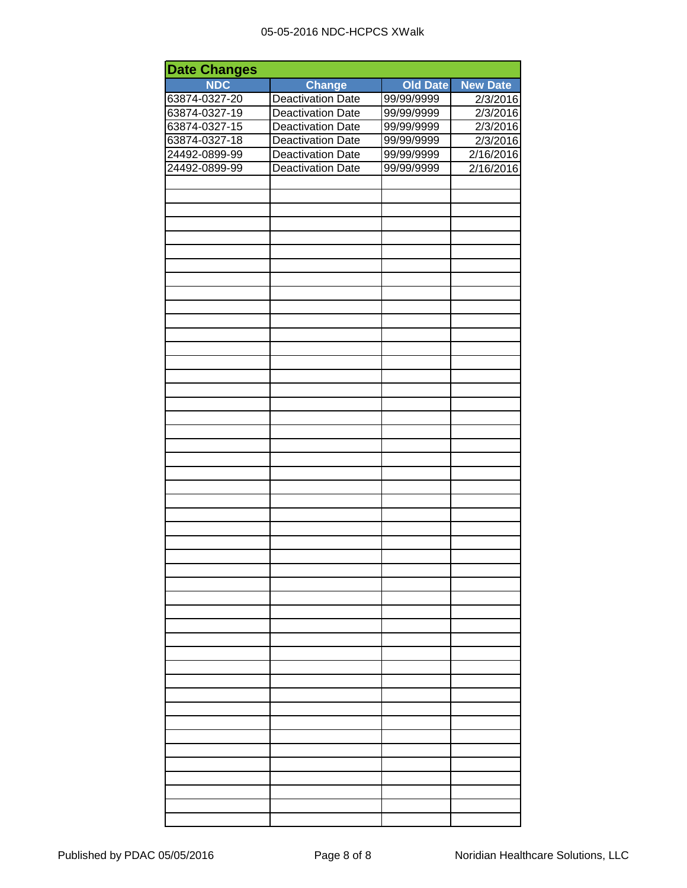## Date Changes

| NDC | Change | Old Date | New Date |
|---|---|---|---|
| 63874-0327-20 | Deactivation Date | 99/99/9999 | 2/3/2016 |
| 63874-0327-19 | Deactivation Date | 99/99/9999 | 2/3/2016 |
| 63874-0327-15 | Deactivation Date | 99/99/9999 | 2/3/2016 |
| 63874-0327-18 | Deactivation Date | 99/99/9999 | 2/3/2016 |
| 24492-0899-99 | Deactivation Date | 99/99/9999 | 2/16/2016 |
| 24492-0899-99 | Deactivation Date | 99/99/9999 | 2/16/2016 |